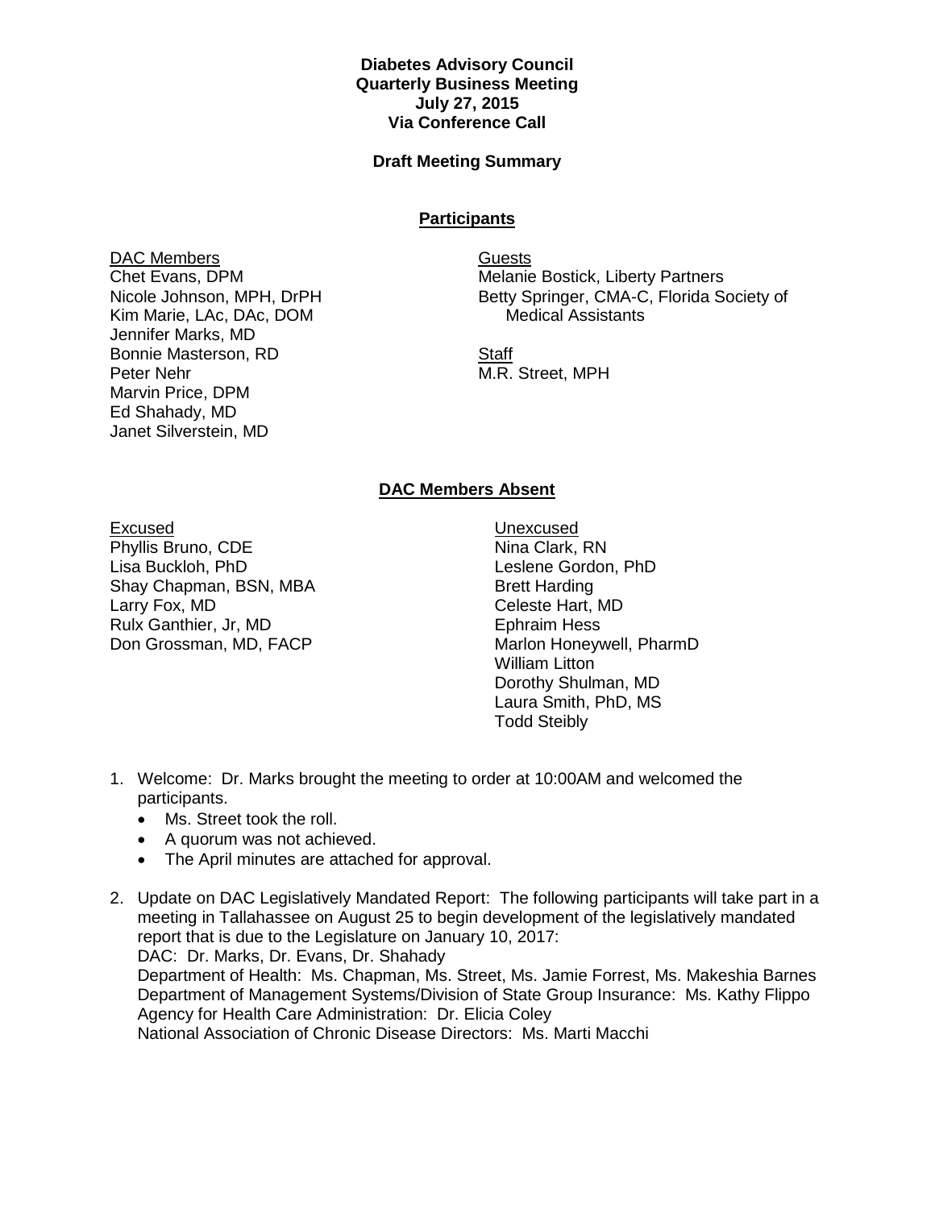**Diabetes Advisory Council**
**Quarterly Business Meeting**
**July 27, 2015**
**Via Conference Call**

**Draft Meeting Summary**

## Participants

DAC Members
Chet Evans, DPM
Nicole Johnson, MPH, DrPH
Kim Marie, LAc, DAc, DOM
Jennifer Marks, MD
Bonnie Masterson, RD
Peter Nehr
Marvin Price, DPM
Ed Shahady, MD
Janet Silverstein, MD

Guests
Melanie Bostick, Liberty Partners
Betty Springer, CMA-C, Florida Society of Medical Assistants

Staff
M.R. Street, MPH

## DAC Members Absent

Excused
Phyllis Bruno, CDE
Lisa Buckloh, PhD
Shay Chapman, BSN, MBA
Larry Fox, MD
Rulx Ganthier, Jr, MD
Don Grossman, MD, FACP

Unexcused
Nina Clark, RN
Leslene Gordon, PhD
Brett Harding
Celeste Hart, MD
Ephraim Hess
Marlon Honeywell, PharmD
William Litton
Dorothy Shulman, MD
Laura Smith, PhD, MS
Todd Steibly

1. Welcome: Dr. Marks brought the meeting to order at 10:00AM and welcomed the participants.
   - Ms. Street took the roll.
   - A quorum was not achieved.
   - The April minutes are attached for approval.

2. Update on DAC Legislatively Mandated Report: The following participants will take part in a meeting in Tallahassee on August 25 to begin development of the legislatively mandated report that is due to the Legislature on January 10, 2017:
   DAC: Dr. Marks, Dr. Evans, Dr. Shahady
   Department of Health: Ms. Chapman, Ms. Street, Ms. Jamie Forrest, Ms. Makeshia Barnes
   Department of Management Systems/Division of State Group Insurance: Ms. Kathy Flippo
   Agency for Health Care Administration: Dr. Elicia Coley
   National Association of Chronic Disease Directors: Ms. Marti Macchi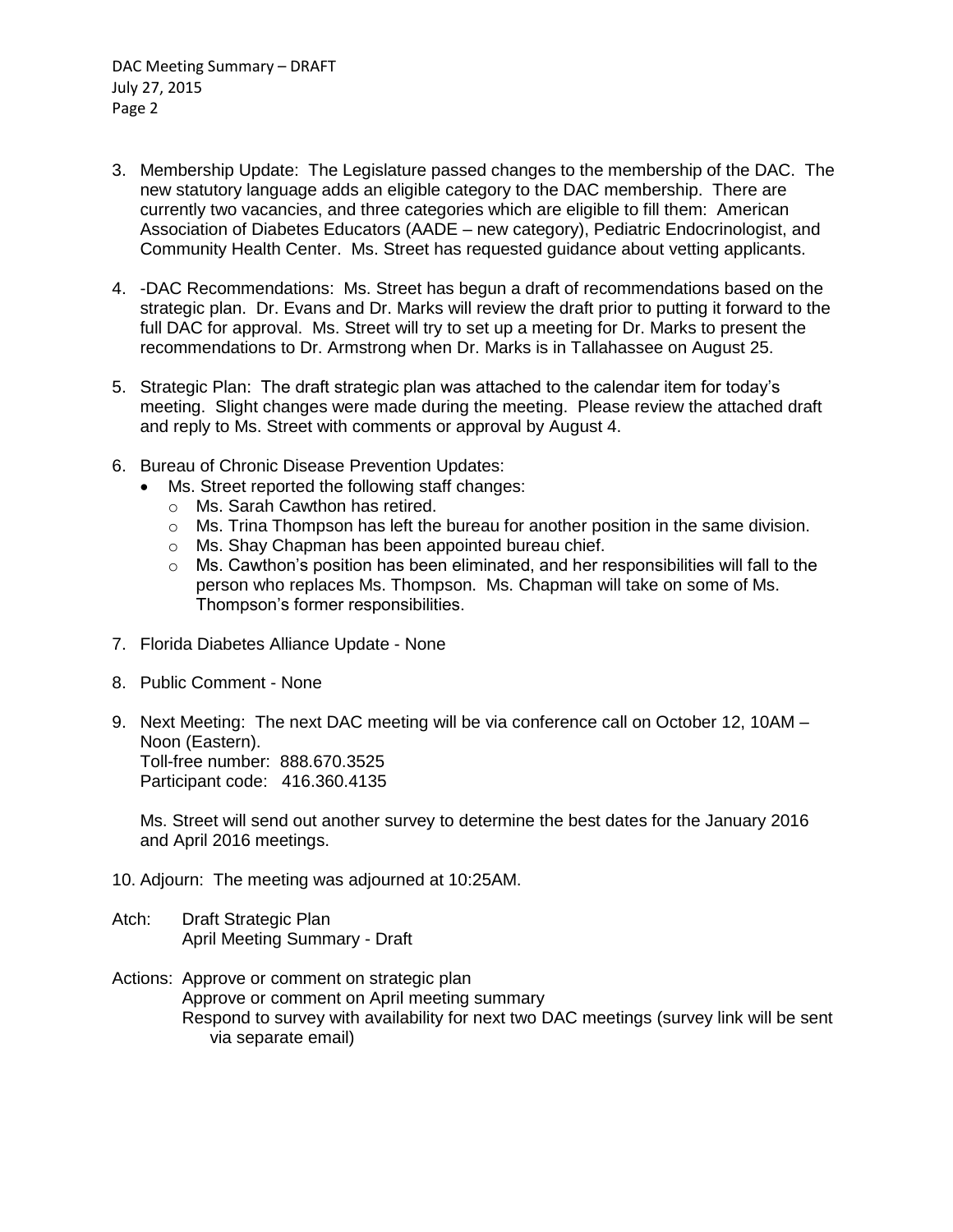3. Membership Update: The Legislature passed changes to the membership of the DAC. The new statutory language adds an eligible category to the DAC membership. There are currently two vacancies, and three categories which are eligible to fill them: American Association of Diabetes Educators (AADE – new category), Pediatric Endocrinologist, and Community Health Center. Ms. Street has requested guidance about vetting applicants.

4. -DAC Recommendations: Ms. Street has begun a draft of recommendations based on the strategic plan. Dr. Evans and Dr. Marks will review the draft prior to putting it forward to the full DAC for approval. Ms. Street will try to set up a meeting for Dr. Marks to present the recommendations to Dr. Armstrong when Dr. Marks is in Tallahassee on August 25.

5. Strategic Plan: The draft strategic plan was attached to the calendar item for today's meeting. Slight changes were made during the meeting. Please review the attached draft and reply to Ms. Street with comments or approval by August 4.

6. Bureau of Chronic Disease Prevention Updates:
   - Ms. Street reported the following staff changes:
     - Ms. Sarah Cawthon has retired.
     - Ms. Trina Thompson has left the bureau for another position in the same division.
     - Ms. Shay Chapman has been appointed bureau chief.
     - Ms. Cawthon's position has been eliminated, and her responsibilities will fall to the person who replaces Ms. Thompson. Ms. Chapman will take on some of Ms. Thompson's former responsibilities.

7. Florida Diabetes Alliance Update - None

8. Public Comment - None

9. Next Meeting: The next DAC meeting will be via conference call on October 12, 10AM – Noon (Eastern).
   Toll-free number: 888.670.3525
   Participant code: 416.360.4135

   Ms. Street will send out another survey to determine the best dates for the January 2016 and April 2016 meetings.

10. Adjourn: The meeting was adjourned at 10:25AM.

Atch: Draft Strategic Plan
April Meeting Summary - Draft

Actions: Approve or comment on strategic plan
Approve or comment on April meeting summary
Respond to survey with availability for next two DAC meetings (survey link will be sent via separate email)